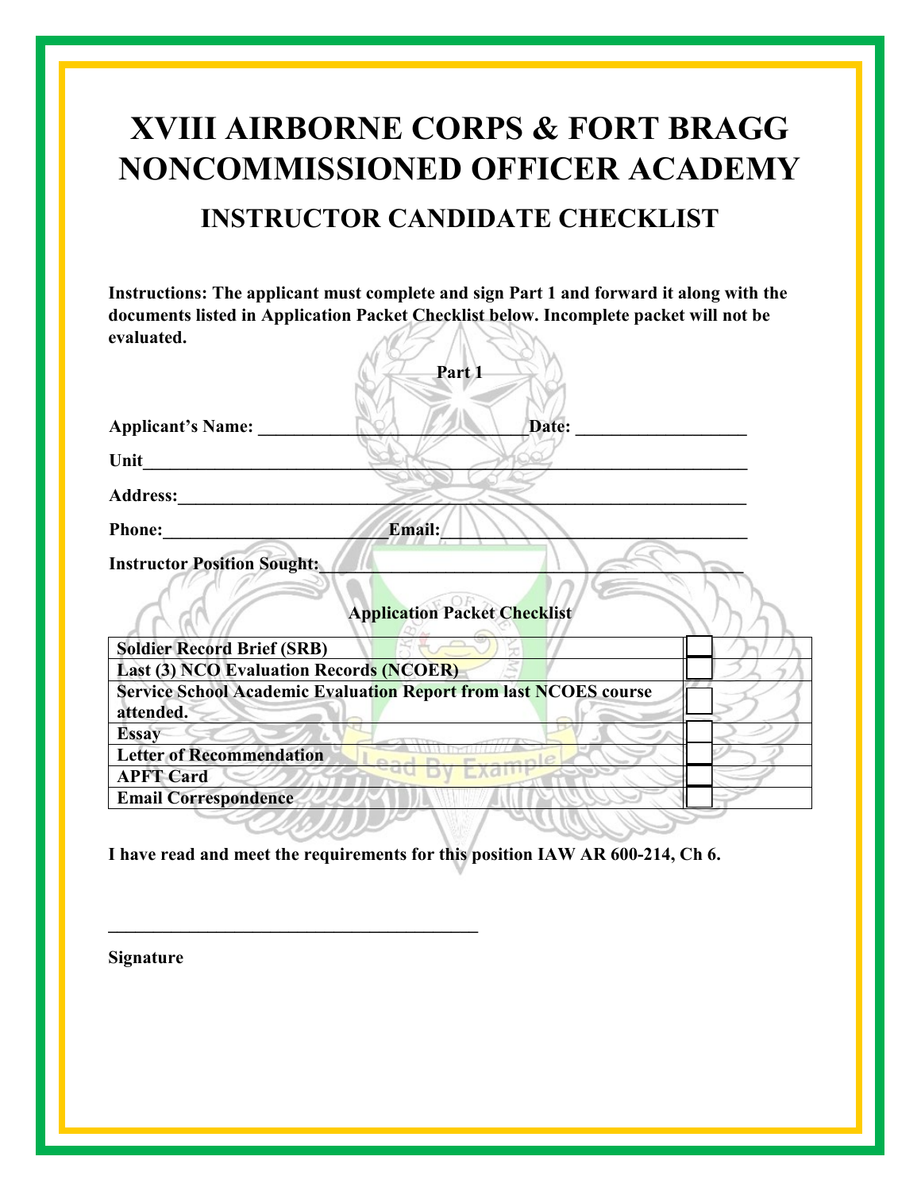# XVIII AIRBORNE CORPS & FORT BRAGG NONCOMMISSIONED OFFICER ACADEMY

## INSTRUCTOR CANDIDATE CHECKLIST

**Instructions: The applicant must complete and sign Part 1 and forward it along with the documents listed in Application Packet Checklist below. Incomplete packet will not be evaluated.**

**Part 1**

**Applicant's Name:** ______________________________ **Date:** ___________________

**Unit** ____________________________________________________________

**Address:** ________________________________________________________

**Phone:** _________________________ **Email:** _______________________________

**Instructor Position Sought:** ______________________________________________

**Application Packet Checklist**

| Item | |
|---|---|
| **Soldier Record Brief (SRB)** | ☐ |
| **Last (3) NCO Evaluation Records (NCOER)** | ☐ |
| **Service School Academic Evaluation Report from last NCOES course attended.** | ☐ |
| **Essay** | ☐ |
| **Letter of Recommendation** | ☐ |
| **APFT Card** | ☐ |
| **Email Correspondence** | ☐ |

**I have read and meet the requirements for this position IAW AR 600-214, Ch 6.**

_________________________________________

**Signature**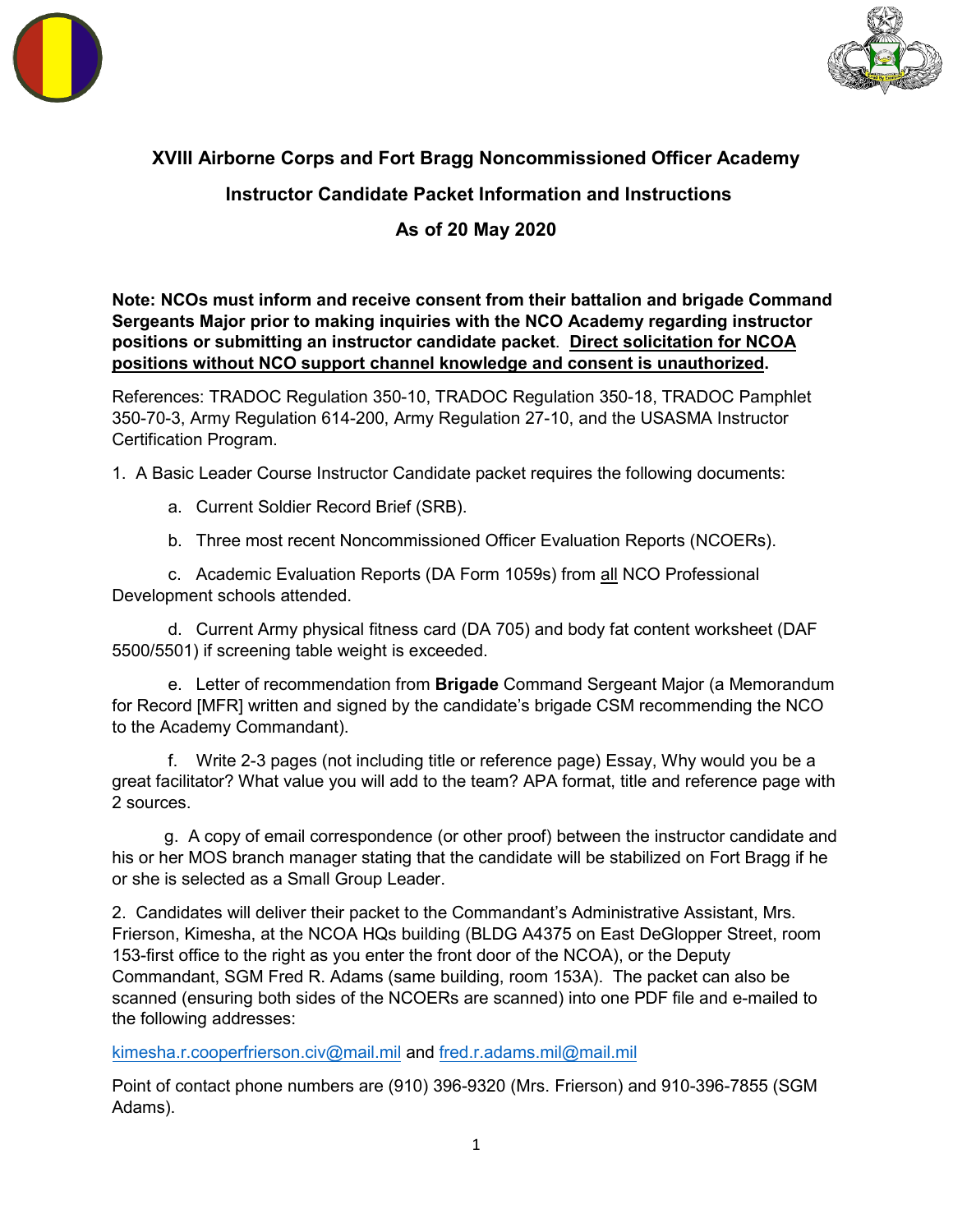**XVIII Airborne Corps and Fort Bragg Noncommissioned Officer Academy**

**Instructor Candidate Packet Information and Instructions**

**As of 20 May 2020**

**Note: NCOs must inform and receive consent from their battalion and brigade Command Sergeants Major prior to making inquiries with the NCO Academy regarding instructor positions or submitting an instructor candidate packet**. **<u>Direct solicitation for NCOA positions without NCO support channel knowledge and consent is unauthorized</u>.**

References: TRADOC Regulation 350-10, TRADOC Regulation 350-18, TRADOC Pamphlet 350-70-3, Army Regulation 614-200, Army Regulation 27-10, and the USASMA Instructor Certification Program.

1. A Basic Leader Course Instructor Candidate packet requires the following documents:

   a. Current Soldier Record Brief (SRB).

   b. Three most recent Noncommissioned Officer Evaluation Reports (NCOERs).

   c. Academic Evaluation Reports (DA Form 1059s) from <u>all</u> NCO Professional Development schools attended.

   d. Current Army physical fitness card (DA 705) and body fat content worksheet (DAF 5500/5501) if screening table weight is exceeded.

   e. Letter of recommendation from **Brigade** Command Sergeant Major (a Memorandum for Record [MFR] written and signed by the candidate's brigade CSM recommending the NCO to the Academy Commandant).

   f. Write 2-3 pages (not including title or reference page) Essay, Why would you be a great facilitator? What value you will add to the team? APA format, title and reference page with 2 sources.

   g. A copy of email correspondence (or other proof) between the instructor candidate and his or her MOS branch manager stating that the candidate will be stabilized on Fort Bragg if he or she is selected as a Small Group Leader.

2. Candidates will deliver their packet to the Commandant's Administrative Assistant, Mrs. Frierson, Kimesha, at the NCOA HQs building (BLDG A4375 on East DeGlopper Street, room 153-first office to the right as you enter the front door of the NCOA), or the Deputy Commandant, SGM Fred R. Adams (same building, room 153A). The packet can also be scanned (ensuring both sides of the NCOERs are scanned) into one PDF file and e-mailed to the following addresses:

kimesha.r.cooperfrierson.civ@mail.mil and fred.r.adams.mil@mail.mil

Point of contact phone numbers are (910) 396-9320 (Mrs. Frierson) and 910-396-7855 (SGM Adams).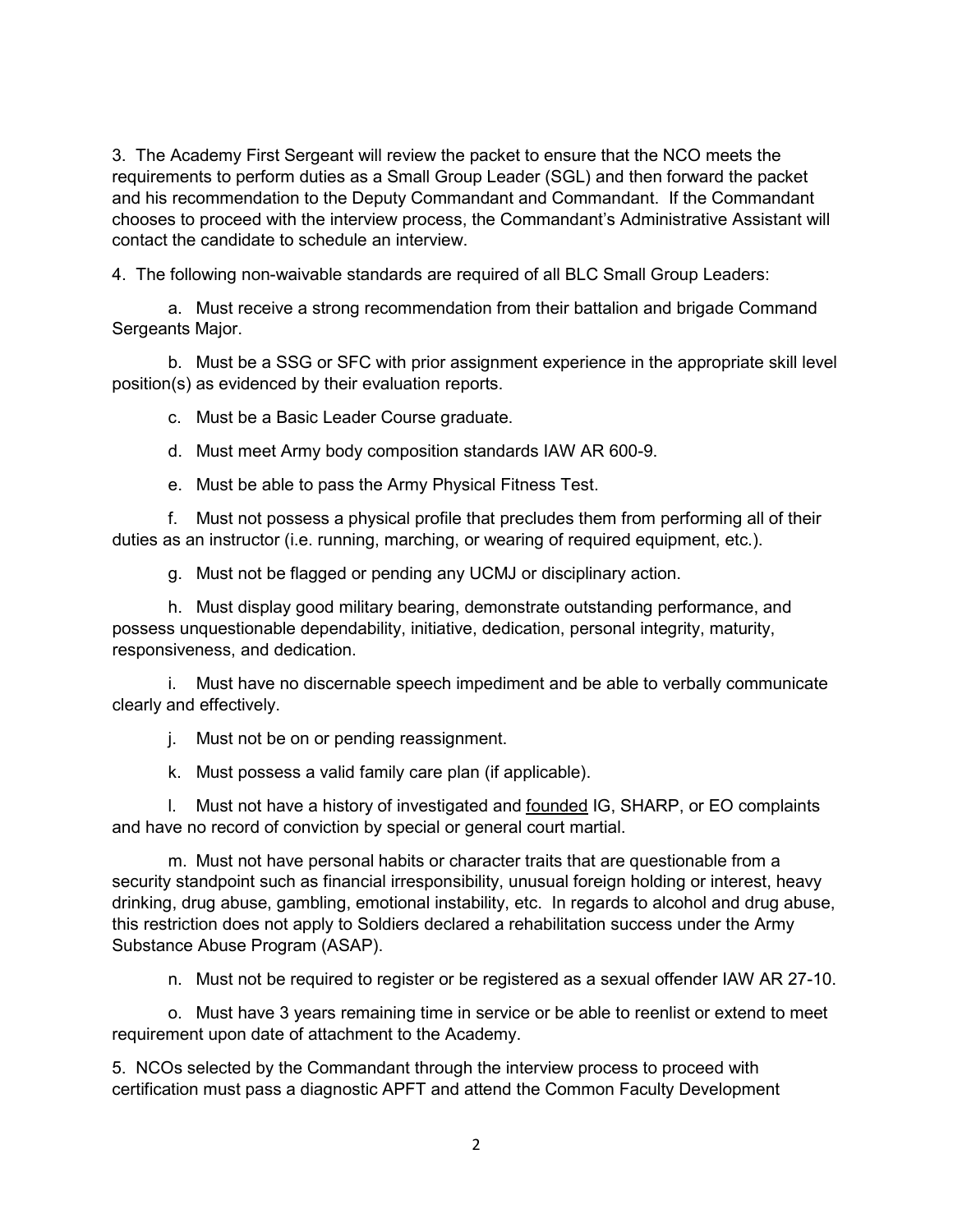3. The Academy First Sergeant will review the packet to ensure that the NCO meets the requirements to perform duties as a Small Group Leader (SGL) and then forward the packet and his recommendation to the Deputy Commandant and Commandant. If the Commandant chooses to proceed with the interview process, the Commandant's Administrative Assistant will contact the candidate to schedule an interview.

4. The following non-waivable standards are required of all BLC Small Group Leaders:

a. Must receive a strong recommendation from their battalion and brigade Command Sergeants Major.

b. Must be a SSG or SFC with prior assignment experience in the appropriate skill level position(s) as evidenced by their evaluation reports.

c. Must be a Basic Leader Course graduate.

d. Must meet Army body composition standards IAW AR 600-9.

e. Must be able to pass the Army Physical Fitness Test.

f. Must not possess a physical profile that precludes them from performing all of their duties as an instructor (i.e. running, marching, or wearing of required equipment, etc.).

g. Must not be flagged or pending any UCMJ or disciplinary action.

h. Must display good military bearing, demonstrate outstanding performance, and possess unquestionable dependability, initiative, dedication, personal integrity, maturity, responsiveness, and dedication.

i. Must have no discernable speech impediment and be able to verbally communicate clearly and effectively.

j. Must not be on or pending reassignment.

k. Must possess a valid family care plan (if applicable).

l. Must not have a history of investigated and <u>founded</u> IG, SHARP, or EO complaints and have no record of conviction by special or general court martial.

m. Must not have personal habits or character traits that are questionable from a security standpoint such as financial irresponsibility, unusual foreign holding or interest, heavy drinking, drug abuse, gambling, emotional instability, etc. In regards to alcohol and drug abuse, this restriction does not apply to Soldiers declared a rehabilitation success under the Army Substance Abuse Program (ASAP).

n. Must not be required to register or be registered as a sexual offender IAW AR 27-10.

o. Must have 3 years remaining time in service or be able to reenlist or extend to meet requirement upon date of attachment to the Academy.

5. NCOs selected by the Commandant through the interview process to proceed with certification must pass a diagnostic APFT and attend the Common Faculty Development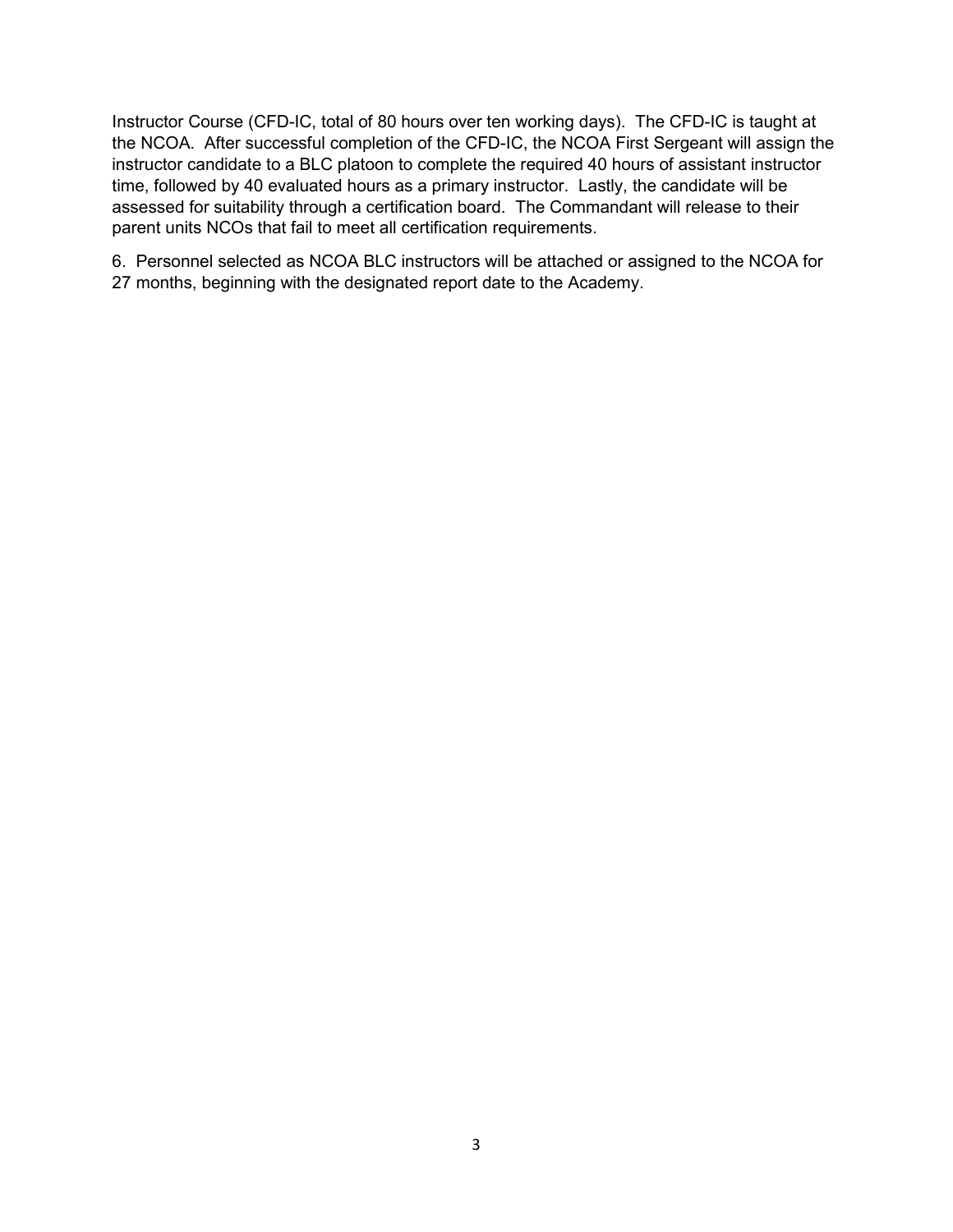Instructor Course (CFD-IC, total of 80 hours over ten working days). The CFD-IC is taught at the NCOA. After successful completion of the CFD-IC, the NCOA First Sergeant will assign the instructor candidate to a BLC platoon to complete the required 40 hours of assistant instructor time, followed by 40 evaluated hours as a primary instructor. Lastly, the candidate will be assessed for suitability through a certification board. The Commandant will release to their parent units NCOs that fail to meet all certification requirements.

6. Personnel selected as NCOA BLC instructors will be attached or assigned to the NCOA for 27 months, beginning with the designated report date to the Academy.